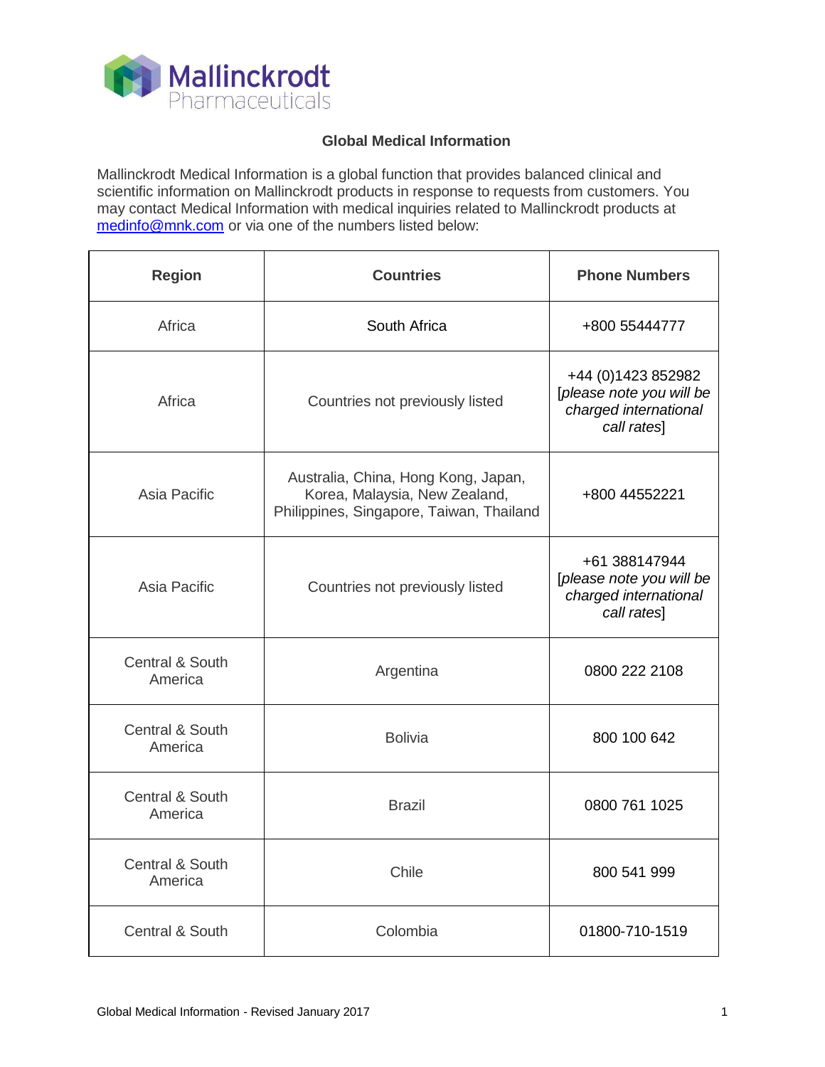Mallinckrodt Pharmaceuticals

## Global Medical Information

Mallinckrodt Medical Information is a global function that provides balanced clinical and scientific information on Mallinckrodt products in response to requests from customers. You may contact Medical Information with medical inquiries related to Mallinckrodt products at medinfo@mnk.com or via one of the numbers listed below:

| Region | Countries | Phone Numbers |
|---|---|---|
| Africa | South Africa | +800 55444777 |
| Africa | Countries not previously listed | +44 (0)1423 852982 [*please note you will be charged international call rates*] |
| Asia Pacific | Australia, China, Hong Kong, Japan, Korea, Malaysia, New Zealand, Philippines, Singapore, Taiwan, Thailand | +800 44552221 |
| Asia Pacific | Countries not previously listed | +61 388147944 [*please note you will be charged international call rates*] |
| Central & South America | Argentina | 0800 222 2108 |
| Central & South America | Bolivia | 800 100 642 |
| Central & South America | Brazil | 0800 761 1025 |
| Central & South America | Chile | 800 541 999 |
| Central & South | Colombia | 01800-710-1519 |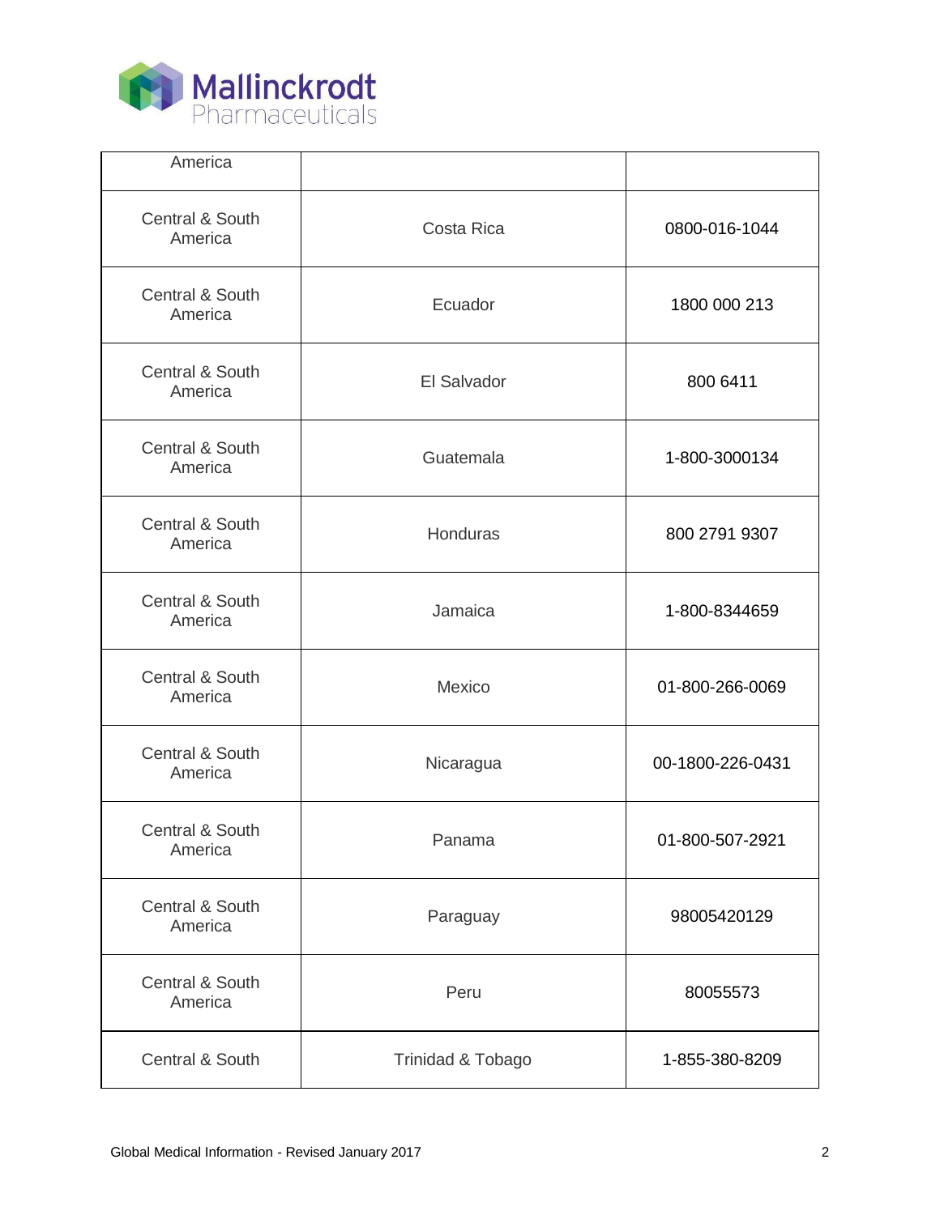| America | | |
|---|---|---|
| Central & South America | Costa Rica | 0800-016-1044 |
| Central & South America | Ecuador | 1800 000 213 |
| Central & South America | El Salvador | 800 6411 |
| Central & South America | Guatemala | 1-800-3000134 |
| Central & South America | Honduras | 800 2791 9307 |
| Central & South America | Jamaica | 1-800-8344659 |
| Central & South America | Mexico | 01-800-266-0069 |
| Central & South America | Nicaragua | 00-1800-226-0431 |
| Central & South America | Panama | 01-800-507-2921 |
| Central & South America | Paraguay | 98005420129 |
| Central & South America | Peru | 80055573 |
| Central & South | Trinidad & Tobago | 1-855-380-8209 |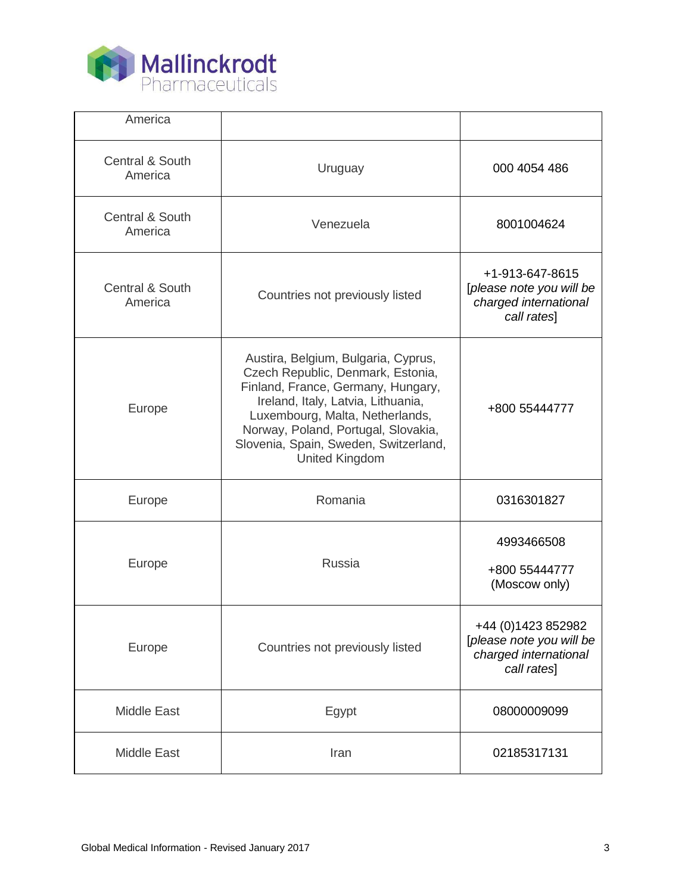| America | | |
|---|---|---|
| Central & South America | Uruguay | 000 4054 486 |
| Central & South America | Venezuela | 8001004624 |
| Central & South America | Countries not previously listed | +1-913-647-8615 [*please note you will be charged international call rates*] |
| Europe | Austira, Belgium, Bulgaria, Cyprus, Czech Republic, Denmark, Estonia, Finland, France, Germany, Hungary, Ireland, Italy, Latvia, Lithuania, Luxembourg, Malta, Netherlands, Norway, Poland, Portugal, Slovakia, Slovenia, Spain, Sweden, Switzerland, United Kingdom | +800 55444777 |
| Europe | Romania | 0316301827 |
| Europe | Russia | 4993466508<br><br>+800 55444777 (Moscow only) |
| Europe | Countries not previously listed | +44 (0)1423 852982 [*please note you will be charged international call rates*] |
| Middle East | Egypt | 08000009099 |
| Middle East | Iran | 02185317131 |

Global Medical Information - Revised January 2017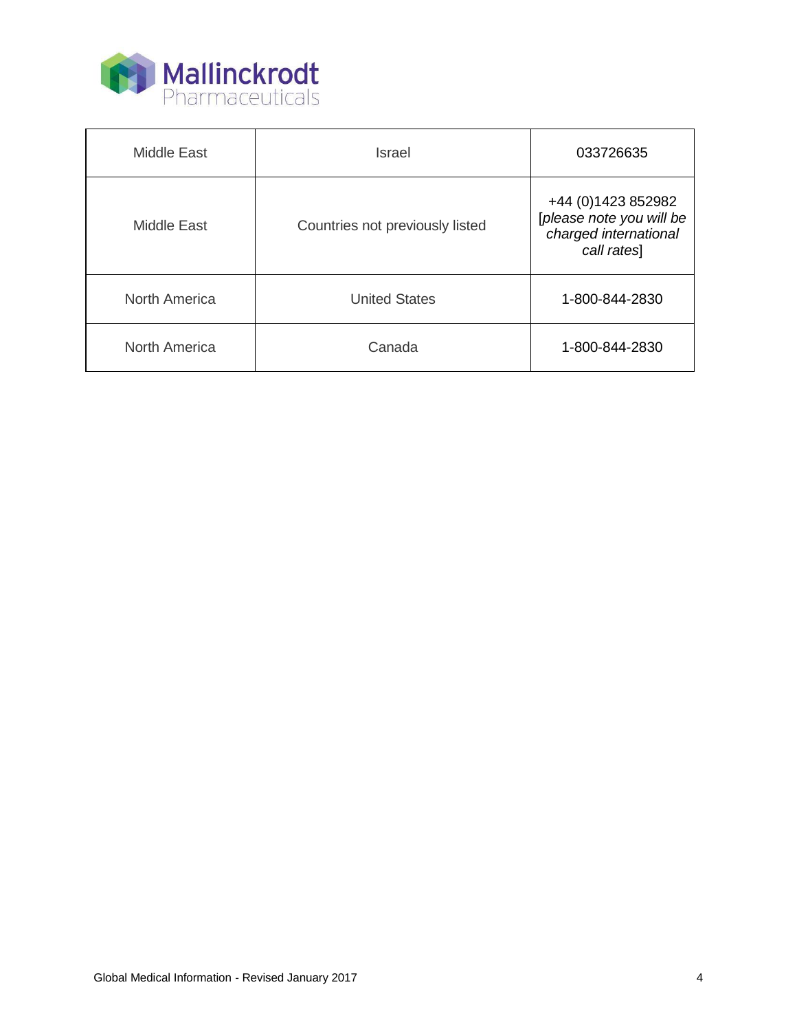| | | |
|---|---|---|
| Middle East | Israel | 033726635 |
| Middle East | Countries not previously listed | +44 (0)1423 852982 [*please note you will be charged international call rates*] |
| North America | United States | 1-800-844-2830 |
| North America | Canada | 1-800-844-2830 |